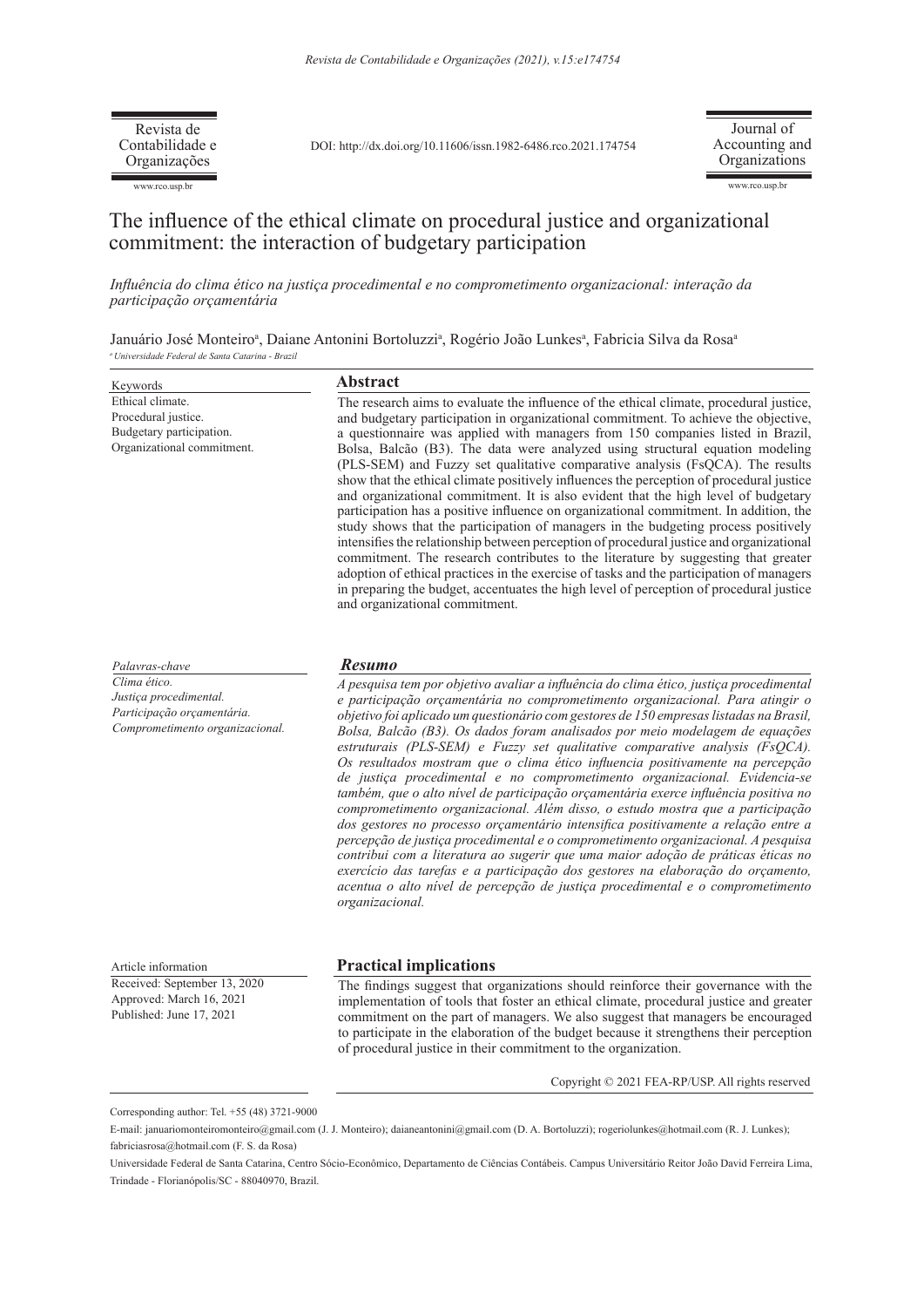Revista de Contabilidade e Organizações

DOI: http://dx.doi.org/10.11606/issn.1982-6486.rco.2021.174754

Journal of Accounting and Organizations

www.rco.usp.br

# The influence of the ethical climate on procedural justice and organizational commitment: the interaction of budgetary participation

*Influência do clima ético na justiça procedimental e no comprometimento organizacional: interação da participação orçamentária*

Januário José Monteiro[a], Daiane Antonini Bortoluzzi[a], Rogério João Lunkes[a], Fabricia Silva da Rosa[a]

[a] *Universidade Federal de Santa Catarina - Brazil*

**Keywords**

Ethical climate.
Procedural justice.
Budgetary participation.
Organizational commitment.

## Abstract

The research aims to evaluate the influence of the ethical climate, procedural justice, and budgetary participation in organizational commitment. To achieve the objective, a questionnaire was applied with managers from 150 companies listed in Brazil, Bolsa, Balcão (B3). The data were analyzed using structural equation modeling (PLS-SEM) and Fuzzy set qualitative comparative analysis (FsQCA). The results show that the ethical climate positively influences the perception of procedural justice and organizational commitment. It is also evident that the high level of budgetary participation has a positive influence on organizational commitment. In addition, the study shows that the participation of managers in the budgeting process positively intensifies the relationship between perception of procedural justice and organizational commitment. The research contributes to the literature by suggesting that greater adoption of ethical practices in the exercise of tasks and the participation of managers in preparing the budget, accentuates the high level of perception of procedural justice and organizational commitment.

*Palavras-chave*

*Clima ético.*
*Justiça procedimental.*
*Participação orçamentária.*
*Comprometimento organizacional.*

## *Resumo*

*A pesquisa tem por objetivo avaliar a influência do clima ético, justiça procedimental e participação orçamentária no comprometimento organizacional. Para atingir o objetivo foi aplicado um questionário com gestores de 150 empresas listadas na Brasil, Bolsa, Balcão (B3). Os dados foram analisados por meio modelagem de equações estruturais (PLS-SEM) e Fuzzy set qualitative comparative analysis (FsQCA). Os resultados mostram que o clima ético influencia positivamente na percepção de justiça procedimental e no comprometimento organizacional. Evidencia-se também, que o alto nível de participação orçamentária exerce influência positiva no comprometimento organizacional. Além disso, o estudo mostra que a participação dos gestores no processo orçamentário intensifica positivamente a relação entre a percepção de justiça procedimental e o comprometimento organizacional. A pesquisa contribui com a literatura ao sugerir que uma maior adoção de práticas éticas no exercício das tarefas e a participação dos gestores na elaboração do orçamento, acentua o alto nível de percepção de justiça procedimental e o comprometimento organizacional.*

**Article information**

Received: September 13, 2020
Approved: March 16, 2021
Published: June 17, 2021

## Practical implications

The findings suggest that organizations should reinforce their governance with the implementation of tools that foster an ethical climate, procedural justice and greater commitment on the part of managers. We also suggest that managers be encouraged to participate in the elaboration of the budget because it strengthens their perception of procedural justice in their commitment to the organization.

Copyright © 2021 FEA-RP/USP. All rights reserved

Corresponding author: Tel. +55 (48) 3721-9000

E-mail: januariomonteiromonteiro@gmail.com (J. J. Monteiro); daianeantonini@gmail.com (D. A. Bortoluzzi); rogeriolunkes@hotmail.com (R. J. Lunkes); fabriciasrosa@hotmail.com (F. S. da Rosa)

Universidade Federal de Santa Catarina, Centro Sócio-Econômico, Departamento de Ciências Contábeis. Campus Universitário Reitor João David Ferreira Lima, Trindade - Florianópolis/SC - 88040970, Brazil.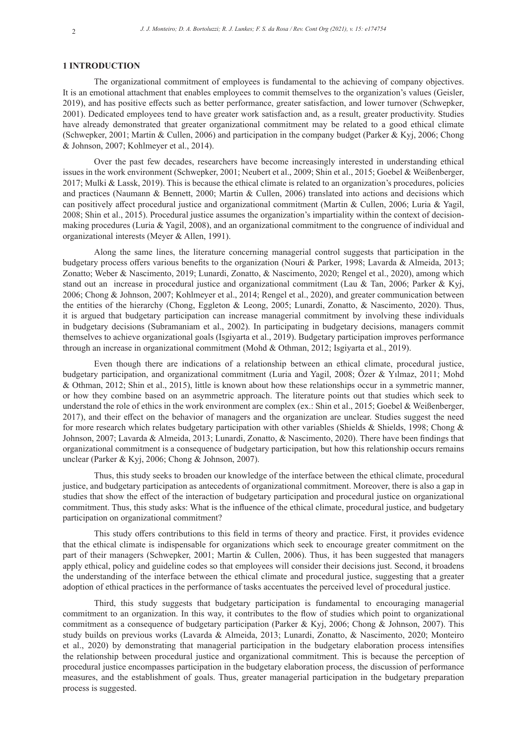## 1 INTRODUCTION

The organizational commitment of employees is fundamental to the achieving of company objectives. It is an emotional attachment that enables employees to commit themselves to the organization's values (Geisler, 2019), and has positive effects such as better performance, greater satisfaction, and lower turnover (Schwepker, 2001). Dedicated employees tend to have greater work satisfaction and, as a result, greater productivity. Studies have already demonstrated that greater organizational commitment may be related to a good ethical climate (Schwepker, 2001; Martin & Cullen, 2006) and participation in the company budget (Parker & Kyj, 2006; Chong & Johnson, 2007; Kohlmeyer et al., 2014).

Over the past few decades, researchers have become increasingly interested in understanding ethical issues in the work environment (Schwepker, 2001; Neubert et al., 2009; Shin et al., 2015; Goebel & Weißenberger, 2017; Mulki & Lassk, 2019). This is because the ethical climate is related to an organization's procedures, policies and practices (Naumann & Bennett, 2000; Martin & Cullen, 2006) translated into actions and decisions which can positively affect procedural justice and organizational commitment (Martin & Cullen, 2006; Luria & Yagil, 2008; Shin et al., 2015). Procedural justice assumes the organization's impartiality within the context of decision-making procedures (Luria & Yagil, 2008), and an organizational commitment to the congruence of individual and organizational interests (Meyer & Allen, 1991).

Along the same lines, the literature concerning managerial control suggests that participation in the budgetary process offers various benefits to the organization (Nouri & Parker, 1998; Lavarda & Almeida, 2013; Zonatto; Weber & Nascimento, 2019; Lunardi, Zonatto, & Nascimento, 2020; Rengel et al., 2020), among which stand out an increase in procedural justice and organizational commitment (Lau & Tan, 2006; Parker & Kyj, 2006; Chong & Johnson, 2007; Kohlmeyer et al., 2014; Rengel et al., 2020), and greater communication between the entities of the hierarchy (Chong, Eggleton & Leong, 2005; Lunardi, Zonatto, & Nascimento, 2020). Thus, it is argued that budgetary participation can increase managerial commitment by involving these individuals in budgetary decisions (Subramaniam et al., 2002). In participating in budgetary decisions, managers commit themselves to achieve organizational goals (Isgiyarta et al., 2019). Budgetary participation improves performance through an increase in organizational commitment (Mohd & Othman, 2012; Isgiyarta et al., 2019).

Even though there are indications of a relationship between an ethical climate, procedural justice, budgetary participation, and organizational commitment (Luria and Yagil, 2008; Özer & Yılmaz, 2011; Mohd & Othman, 2012; Shin et al., 2015), little is known about how these relationships occur in a symmetric manner, or how they combine based on an asymmetric approach. The literature points out that studies which seek to understand the role of ethics in the work environment are complex (ex.: Shin et al., 2015; Goebel & Weißenberger, 2017), and their effect on the behavior of managers and the organization are unclear. Studies suggest the need for more research which relates budgetary participation with other variables (Shields & Shields, 1998; Chong & Johnson, 2007; Lavarda & Almeida, 2013; Lunardi, Zonatto, & Nascimento, 2020). There have been findings that organizational commitment is a consequence of budgetary participation, but how this relationship occurs remains unclear (Parker & Kyj, 2006; Chong & Johnson, 2007).

Thus, this study seeks to broaden our knowledge of the interface between the ethical climate, procedural justice, and budgetary participation as antecedents of organizational commitment. Moreover, there is also a gap in studies that show the effect of the interaction of budgetary participation and procedural justice on organizational commitment. Thus, this study asks: What is the influence of the ethical climate, procedural justice, and budgetary participation on organizational commitment?

This study offers contributions to this field in terms of theory and practice. First, it provides evidence that the ethical climate is indispensable for organizations which seek to encourage greater commitment on the part of their managers (Schwepker, 2001; Martin & Cullen, 2006). Thus, it has been suggested that managers apply ethical, policy and guideline codes so that employees will consider their decisions just. Second, it broadens the understanding of the interface between the ethical climate and procedural justice, suggesting that a greater adoption of ethical practices in the performance of tasks accentuates the perceived level of procedural justice.

Third, this study suggests that budgetary participation is fundamental to encouraging managerial commitment to an organization. In this way, it contributes to the flow of studies which point to organizational commitment as a consequence of budgetary participation (Parker & Kyj, 2006; Chong & Johnson, 2007). This study builds on previous works (Lavarda & Almeida, 2013; Lunardi, Zonatto, & Nascimento, 2020; Monteiro et al., 2020) by demonstrating that managerial participation in the budgetary elaboration process intensifies the relationship between procedural justice and organizational commitment. This is because the perception of procedural justice encompasses participation in the budgetary elaboration process, the discussion of performance measures, and the establishment of goals. Thus, greater managerial participation in the budgetary preparation process is suggested.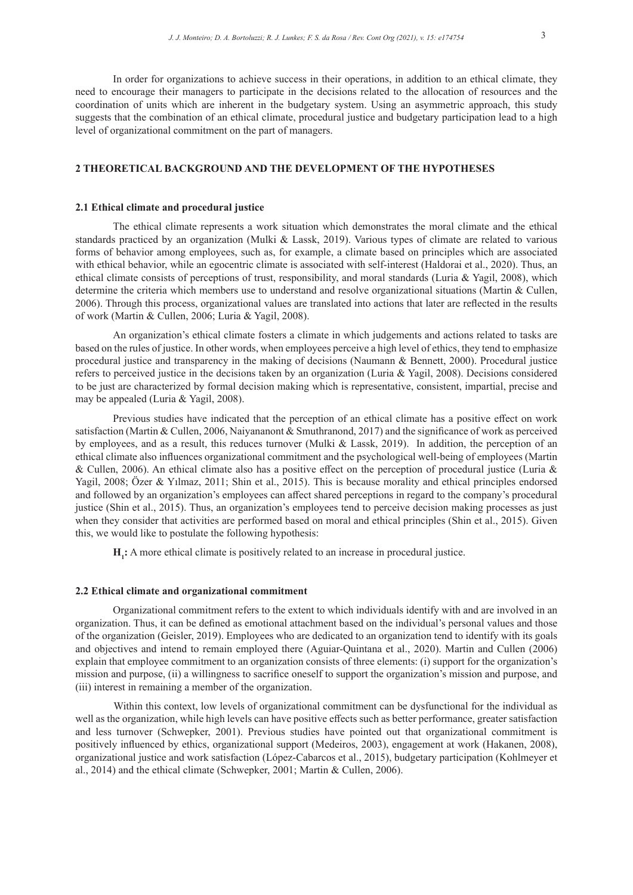In order for organizations to achieve success in their operations, in addition to an ethical climate, they need to encourage their managers to participate in the decisions related to the allocation of resources and the coordination of units which are inherent in the budgetary system. Using an asymmetric approach, this study suggests that the combination of an ethical climate, procedural justice and budgetary participation lead to a high level of organizational commitment on the part of managers.

## 2 THEORETICAL BACKGROUND AND THE DEVELOPMENT OF THE HYPOTHESES

### 2.1 Ethical climate and procedural justice

The ethical climate represents a work situation which demonstrates the moral climate and the ethical standards practiced by an organization (Mulki & Lassk, 2019). Various types of climate are related to various forms of behavior among employees, such as, for example, a climate based on principles which are associated with ethical behavior, while an egocentric climate is associated with self-interest (Haldorai et al., 2020). Thus, an ethical climate consists of perceptions of trust, responsibility, and moral standards (Luria & Yagil, 2008), which determine the criteria which members use to understand and resolve organizational situations (Martin & Cullen, 2006). Through this process, organizational values are translated into actions that later are reflected in the results of work (Martin & Cullen, 2006; Luria & Yagil, 2008).

An organization's ethical climate fosters a climate in which judgements and actions related to tasks are based on the rules of justice. In other words, when employees perceive a high level of ethics, they tend to emphasize procedural justice and transparency in the making of decisions (Naumann & Bennett, 2000). Procedural justice refers to perceived justice in the decisions taken by an organization (Luria & Yagil, 2008). Decisions considered to be just are characterized by formal decision making which is representative, consistent, impartial, precise and may be appealed (Luria & Yagil, 2008).

Previous studies have indicated that the perception of an ethical climate has a positive effect on work satisfaction (Martin & Cullen, 2006, Naiyananont & Smuthranond, 2017) and the significance of work as perceived by employees, and as a result, this reduces turnover (Mulki & Lassk, 2019). In addition, the perception of an ethical climate also influences organizational commitment and the psychological well-being of employees (Martin & Cullen, 2006). An ethical climate also has a positive effect on the perception of procedural justice (Luria & Yagil, 2008; Özer & Yılmaz, 2011; Shin et al., 2015). This is because morality and ethical principles endorsed and followed by an organization's employees can affect shared perceptions in regard to the company's procedural justice (Shin et al., 2015). Thus, an organization's employees tend to perceive decision making processes as just when they consider that activities are performed based on moral and ethical principles (Shin et al., 2015). Given this, we would like to postulate the following hypothesis:

**$H_1$:** A more ethical climate is positively related to an increase in procedural justice.

### 2.2 Ethical climate and organizational commitment

Organizational commitment refers to the extent to which individuals identify with and are involved in an organization. Thus, it can be defined as emotional attachment based on the individual's personal values and those of the organization (Geisler, 2019). Employees who are dedicated to an organization tend to identify with its goals and objectives and intend to remain employed there (Aguiar-Quintana et al., 2020). Martin and Cullen (2006) explain that employee commitment to an organization consists of three elements: (i) support for the organization's mission and purpose, (ii) a willingness to sacrifice oneself to support the organization's mission and purpose, and (iii) interest in remaining a member of the organization.

Within this context, low levels of organizational commitment can be dysfunctional for the individual as well as the organization, while high levels can have positive effects such as better performance, greater satisfaction and less turnover (Schwepker, 2001). Previous studies have pointed out that organizational commitment is positively influenced by ethics, organizational support (Medeiros, 2003), engagement at work (Hakanen, 2008), organizational justice and work satisfaction (López-Cabarcos et al., 2015), budgetary participation (Kohlmeyer et al., 2014) and the ethical climate (Schwepker, 2001; Martin & Cullen, 2006).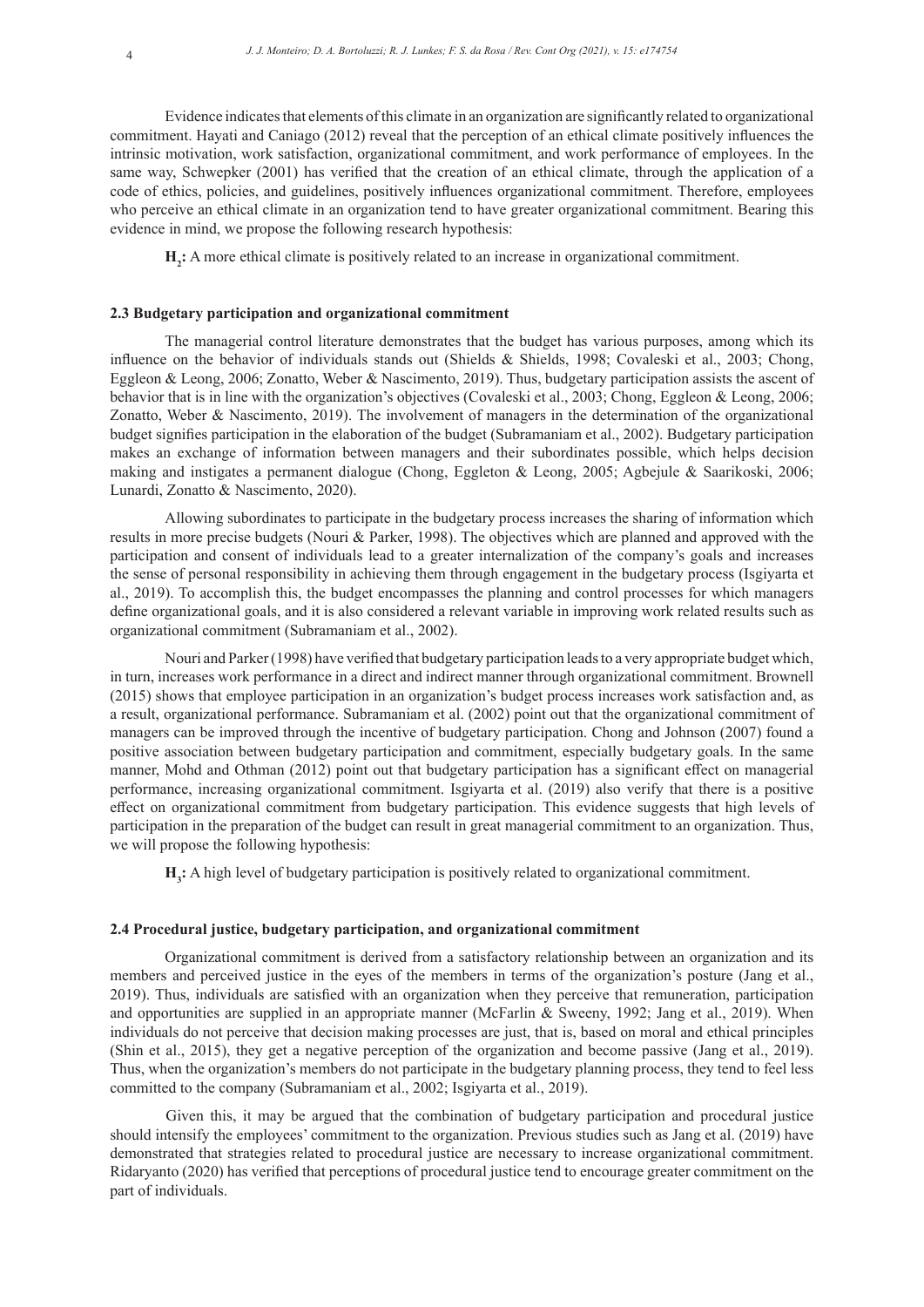Evidence indicates that elements of this climate in an organization are significantly related to organizational commitment. Hayati and Caniago (2012) reveal that the perception of an ethical climate positively influences the intrinsic motivation, work satisfaction, organizational commitment, and work performance of employees. In the same way, Schwepker (2001) has verified that the creation of an ethical climate, through the application of a code of ethics, policies, and guidelines, positively influences organizational commitment. Therefore, employees who perceive an ethical climate in an organization tend to have greater organizational commitment. Bearing this evidence in mind, we propose the following research hypothesis:

**$H_2$:** A more ethical climate is positively related to an increase in organizational commitment.

### 2.3 Budgetary participation and organizational commitment

The managerial control literature demonstrates that the budget has various purposes, among which its influence on the behavior of individuals stands out (Shields & Shields, 1998; Covaleski et al., 2003; Chong, Eggleon & Leong, 2006; Zonatto, Weber & Nascimento, 2019). Thus, budgetary participation assists the ascent of behavior that is in line with the organization's objectives (Covaleski et al., 2003; Chong, Eggleon & Leong, 2006; Zonatto, Weber & Nascimento, 2019). The involvement of managers in the determination of the organizational budget signifies participation in the elaboration of the budget (Subramaniam et al., 2002). Budgetary participation makes an exchange of information between managers and their subordinates possible, which helps decision making and instigates a permanent dialogue (Chong, Eggleton & Leong, 2005; Agbejule & Saarikoski, 2006; Lunardi, Zonatto & Nascimento, 2020).

Allowing subordinates to participate in the budgetary process increases the sharing of information which results in more precise budgets (Nouri & Parker, 1998). The objectives which are planned and approved with the participation and consent of individuals lead to a greater internalization of the company's goals and increases the sense of personal responsibility in achieving them through engagement in the budgetary process (Isgiyarta et al., 2019). To accomplish this, the budget encompasses the planning and control processes for which managers define organizational goals, and it is also considered a relevant variable in improving work related results such as organizational commitment (Subramaniam et al., 2002).

Nouri and Parker (1998) have verified that budgetary participation leads to a very appropriate budget which, in turn, increases work performance in a direct and indirect manner through organizational commitment. Brownell (2015) shows that employee participation in an organization's budget process increases work satisfaction and, as a result, organizational performance. Subramaniam et al. (2002) point out that the organizational commitment of managers can be improved through the incentive of budgetary participation. Chong and Johnson (2007) found a positive association between budgetary participation and commitment, especially budgetary goals. In the same manner, Mohd and Othman (2012) point out that budgetary participation has a significant effect on managerial performance, increasing organizational commitment. Isgiyarta et al. (2019) also verify that there is a positive effect on organizational commitment from budgetary participation. This evidence suggests that high levels of participation in the preparation of the budget can result in great managerial commitment to an organization. Thus, we will propose the following hypothesis:

**$H_3$:** A high level of budgetary participation is positively related to organizational commitment.

### 2.4 Procedural justice, budgetary participation, and organizational commitment

Organizational commitment is derived from a satisfactory relationship between an organization and its members and perceived justice in the eyes of the members in terms of the organization's posture (Jang et al., 2019). Thus, individuals are satisfied with an organization when they perceive that remuneration, participation and opportunities are supplied in an appropriate manner (McFarlin & Sweeny, 1992; Jang et al., 2019). When individuals do not perceive that decision making processes are just, that is, based on moral and ethical principles (Shin et al., 2015), they get a negative perception of the organization and become passive (Jang et al., 2019). Thus, when the organization's members do not participate in the budgetary planning process, they tend to feel less committed to the company (Subramaniam et al., 2002; Isgiyarta et al., 2019).

Given this, it may be argued that the combination of budgetary participation and procedural justice should intensify the employees' commitment to the organization. Previous studies such as Jang et al. (2019) have demonstrated that strategies related to procedural justice are necessary to increase organizational commitment. Ridaryanto (2020) has verified that perceptions of procedural justice tend to encourage greater commitment on the part of individuals.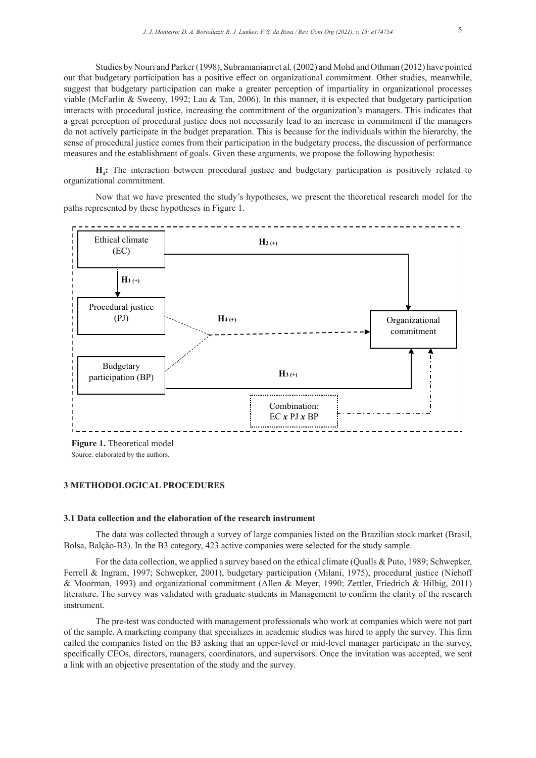Studies by Nouri and Parker (1998), Subramaniam et al. (2002) and Mohd and Othman (2012) have pointed out that budgetary participation has a positive effect on organizational commitment. Other studies, meanwhile, suggest that budgetary participation can make a greater perception of impartiality in organizational processes viable (McFarlin & Sweeny, 1992; Lau & Tan, 2006). In this manner, it is expected that budgetary participation interacts with procedural justice, increasing the commitment of the organization's managers. This indicates that a great perception of procedural justice does not necessarily lead to an increase in commitment if the managers do not actively participate in the budget preparation. This is because for the individuals within the hierarchy, the sense of procedural justice comes from their participation in the budgetary process, the discussion of performance measures and the establishment of goals. Given these arguments, we propose the following hypothesis:

**$H_4$:** The interaction between procedural justice and budgetary participation is positively related to organizational commitment.

Now that we have presented the study's hypotheses, we present the theoretical research model for the paths represented by these hypotheses in Figure 1.

Ethical climate (EC) —$H_{2\,(+)}$→ Organizational commitment

Ethical climate (EC) —$H_{1\,(+)}$→ Procedural justice (PJ)

Procedural justice (PJ) × Budgetary participation (BP) —$H_{4\,(+)}$→ Organizational commitment

Budgetary participation (BP) —$H_{3\,(+)}$→ Organizational commitment

Combination: EC *x* PJ *x* BP → Organizational commitment

**Figure 1.** Theoretical model
Source: elaborated by the authors.

## 3 METHODOLOGICAL PROCEDURES

### 3.1 Data collection and the elaboration of the research instrument

The data was collected through a survey of large companies listed on the Brazilian stock market (Brasil, Bolsa, Balção-B3). In the B3 category, 423 active companies were selected for the study sample.

For the data collection, we applied a survey based on the ethical climate (Qualls & Puto, 1989; Schwepker, Ferrell & Ingram, 1997; Schwepker, 2001), budgetary participation (Milani, 1975), procedural justice (Niehoff & Moorman, 1993) and organizational commitment (Allen & Meyer, 1990; Zettler, Friedrich & Hilbig, 2011) literature. The survey was validated with graduate students in Management to confirm the clarity of the research instrument.

The pre-test was conducted with management professionals who work at companies which were not part of the sample. A marketing company that specializes in academic studies was hired to apply the survey. This firm called the companies listed on the B3 asking that an upper-level or mid-level manager participate in the survey, specifically CEOs, directors, managers, coordinators, and supervisors. Once the invitation was accepted, we sent a link with an objective presentation of the study and the survey.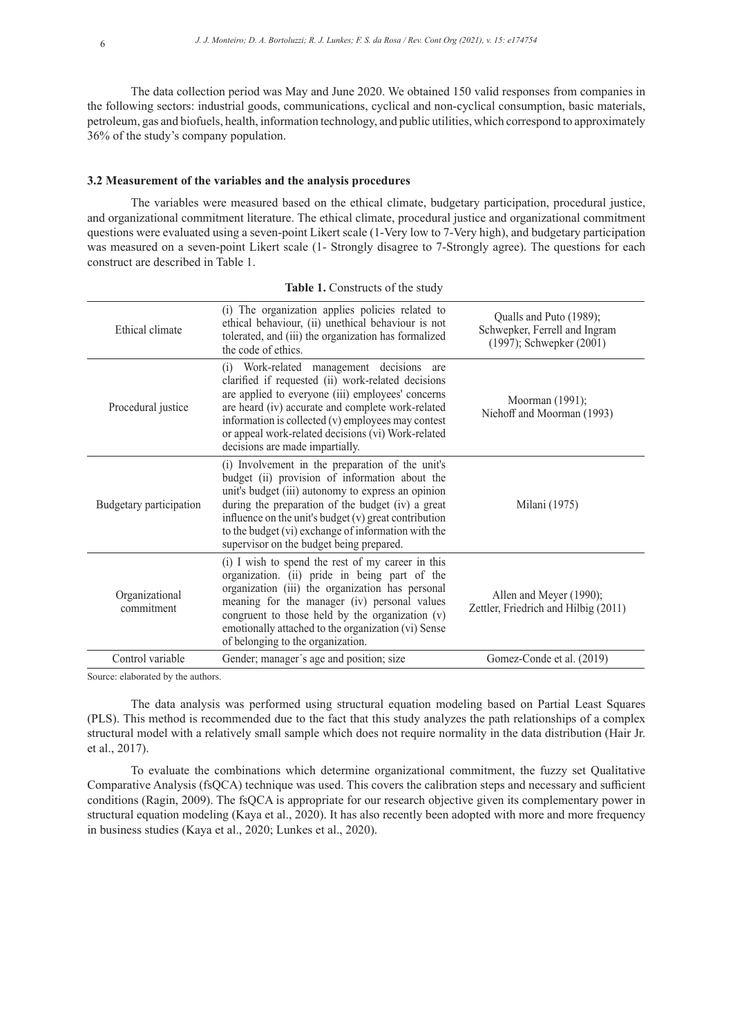The data collection period was May and June 2020. We obtained 150 valid responses from companies in the following sectors: industrial goods, communications, cyclical and non-cyclical consumption, basic materials, petroleum, gas and biofuels, health, information technology, and public utilities, which correspond to approximately 36% of the study's company population.

### 3.2 Measurement of the variables and the analysis procedures

The variables were measured based on the ethical climate, budgetary participation, procedural justice, and organizational commitment literature. The ethical climate, procedural justice and organizational commitment questions were evaluated using a seven-point Likert scale (1-Very low to 7-Very high), and budgetary participation was measured on a seven-point Likert scale (1- Strongly disagree to 7-Strongly agree). The questions for each construct are described in Table 1.

**Table 1.** Constructs of the study

| | | |
|---|---|---|
| Ethical climate | (i) The organization applies policies related to ethical behaviour, (ii) unethical behaviour is not tolerated, and (iii) the organization has formalized the code of ethics. | Qualls and Puto (1989); Schwepker, Ferrell and Ingram (1997); Schwepker (2001) |
| Procedural justice | (i) Work-related management decisions are clarified if requested (ii) work-related decisions are applied to everyone (iii) employees' concerns are heard (iv) accurate and complete work-related information is collected (v) employees may contest or appeal work-related decisions (vi) Work-related decisions are made impartially. | Moorman (1991); Niehoff and Moorman (1993) |
| Budgetary participation | (i) Involvement in the preparation of the unit's budget (ii) provision of information about the unit's budget (iii) autonomy to express an opinion during the preparation of the budget (iv) a great influence on the unit's budget (v) great contribution to the budget (vi) exchange of information with the supervisor on the budget being prepared. | Milani (1975) |
| Organizational commitment | (i) I wish to spend the rest of my career in this organization. (ii) pride in being part of the organization (iii) the organization has personal meaning for the manager (iv) personal values congruent to those held by the organization (v) emotionally attached to the organization (vi) Sense of belonging to the organization. | Allen and Meyer (1990); Zettler, Friedrich and Hilbig (2011) |
| Control variable | Gender; manager´s age and position; size | Gomez-Conde et al. (2019) |

Source: elaborated by the authors.

The data analysis was performed using structural equation modeling based on Partial Least Squares (PLS). This method is recommended due to the fact that this study analyzes the path relationships of a complex structural model with a relatively small sample which does not require normality in the data distribution (Hair Jr. et al., 2017).

To evaluate the combinations which determine organizational commitment, the fuzzy set Qualitative Comparative Analysis (fsQCA) technique was used. This covers the calibration steps and necessary and sufficient conditions (Ragin, 2009). The fsQCA is appropriate for our research objective given its complementary power in structural equation modeling (Kaya et al., 2020). It has also recently been adopted with more and more frequency in business studies (Kaya et al., 2020; Lunkes et al., 2020).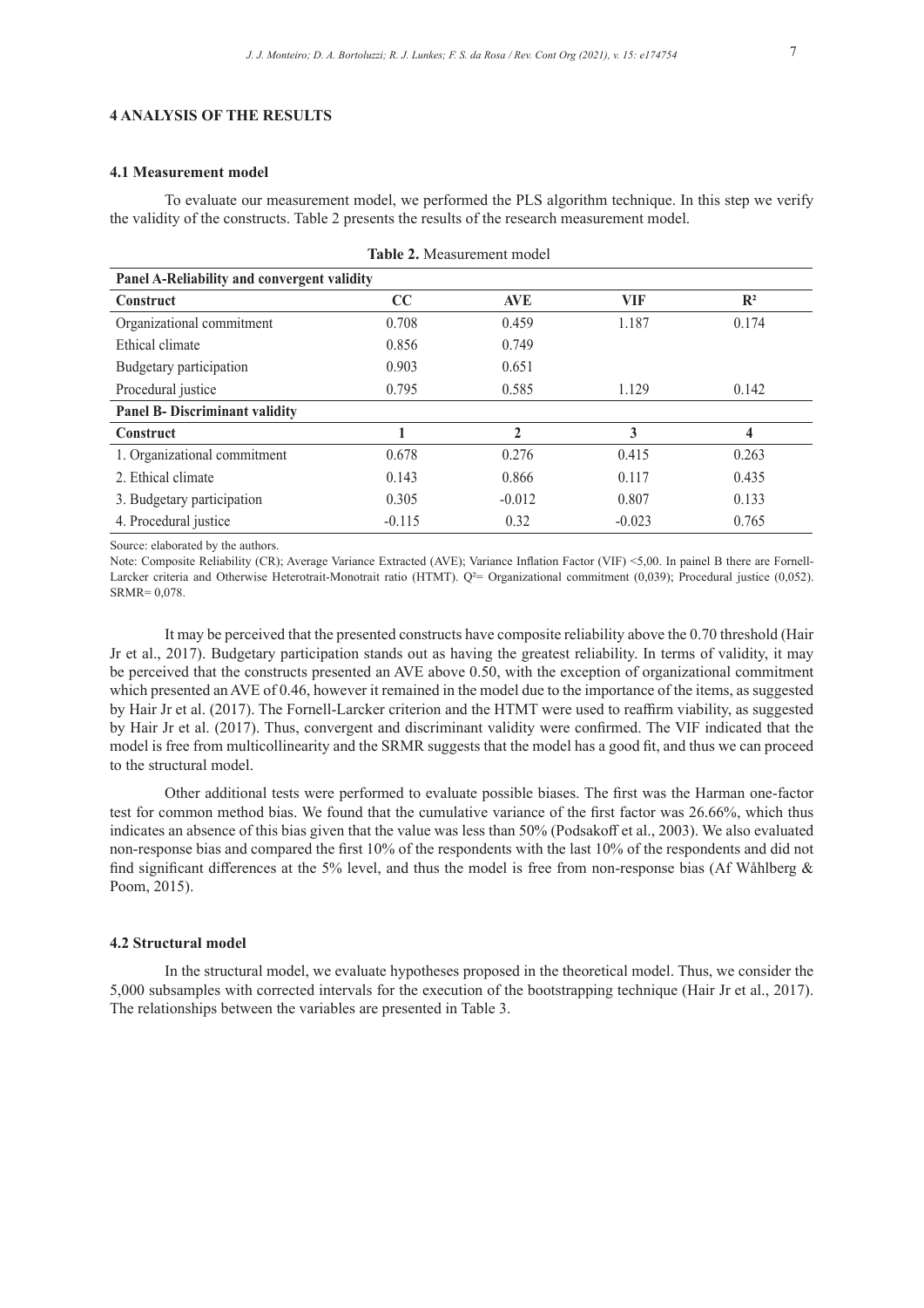## 4 ANALYSIS OF THE RESULTS

### 4.1 Measurement model

To evaluate our measurement model, we performed the PLS algorithm technique. In this step we verify the validity of the constructs. Table 2 presents the results of the research measurement model.

**Table 2.** Measurement model

| **Panel A-Reliability and convergent validity** | | | | |
|---|---|---|---|---|
| **Construct** | **CC** | **AVE** | **VIF** | **$R^2$** |
| Organizational commitment | 0.708 | 0.459 | 1.187 | 0.174 |
| Ethical climate | 0.856 | 0.749 | | |
| Budgetary participation | 0.903 | 0.651 | | |
| Procedural justice | 0.795 | 0.585 | 1.129 | 0.142 |
| **Panel B- Discriminant validity** | | | | |
| **Construct** | **1** | **2** | **3** | **4** |
| 1. Organizational commitment | 0.678 | 0.276 | 0.415 | 0.263 |
| 2. Ethical climate | 0.143 | 0.866 | 0.117 | 0.435 |
| 3. Budgetary participation | 0.305 | -0.012 | 0.807 | 0.133 |
| 4. Procedural justice | -0.115 | 0.32 | -0.023 | 0.765 |

Source: elaborated by the authors.

Note: Composite Reliability (CR); Average Variance Extracted (AVE); Variance Inflation Factor (VIF) <5,00. In painel B there are Fornell-Larcker criteria and Otherwise Heterotrait-Monotrait ratio (HTMT). $Q^2$= Organizational commitment (0,039); Procedural justice (0,052). SRMR= 0,078.

It may be perceived that the presented constructs have composite reliability above the 0.70 threshold (Hair Jr et al., 2017). Budgetary participation stands out as having the greatest reliability. In terms of validity, it may be perceived that the constructs presented an AVE above 0.50, with the exception of organizational commitment which presented an AVE of 0.46, however it remained in the model due to the importance of the items, as suggested by Hair Jr et al. (2017). The Fornell-Larcker criterion and the HTMT were used to reaffirm viability, as suggested by Hair Jr et al. (2017). Thus, convergent and discriminant validity were confirmed. The VIF indicated that the model is free from multicollinearity and the SRMR suggests that the model has a good fit, and thus we can proceed to the structural model.

Other additional tests were performed to evaluate possible biases. The first was the Harman one-factor test for common method bias. We found that the cumulative variance of the first factor was 26.66%, which thus indicates an absence of this bias given that the value was less than 50% (Podsakoff et al., 2003). We also evaluated non-response bias and compared the first 10% of the respondents with the last 10% of the respondents and did not find significant differences at the 5% level, and thus the model is free from non-response bias (Af Wåhlberg & Poom, 2015).

### 4.2 Structural model

In the structural model, we evaluate hypotheses proposed in the theoretical model. Thus, we consider the 5,000 subsamples with corrected intervals for the execution of the bootstrapping technique (Hair Jr et al., 2017). The relationships between the variables are presented in Table 3.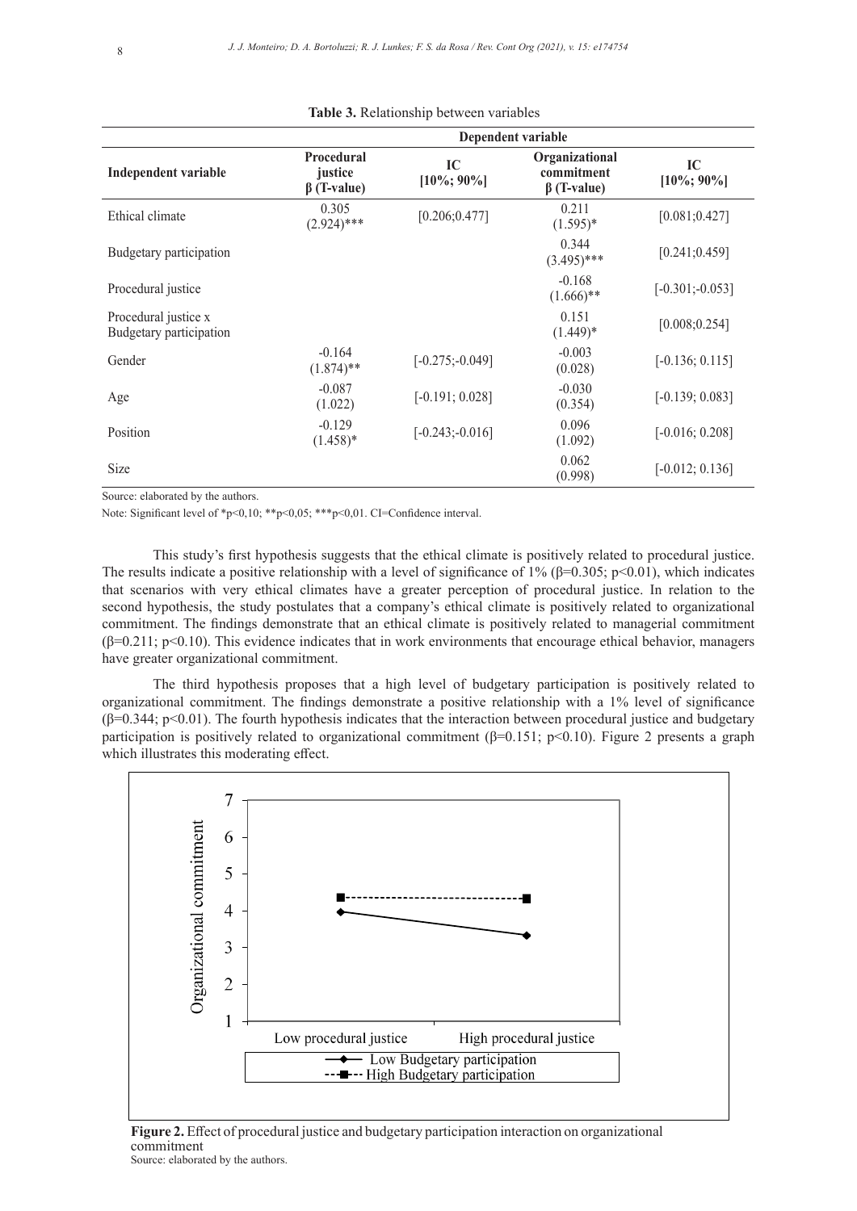**Table 3.** Relationship between variables

| Independent variable | Procedural justice β (T-value) | IC [10%; 90%] | Organizational commitment β (T-value) | IC [10%; 90%] |
|---|---|---|---|---|
| Ethical climate | 0.305 (2.924)*** | [0.206;0.477] | 0.211 (1.595)* | [0.081;0.427] |
| Budgetary participation | | | 0.344 (3.495)*** | [0.241;0.459] |
| Procedural justice | | | -0.168 (1.666)** | [-0.301;-0.053] |
| Procedural justice x Budgetary participation | | | 0.151 (1.449)* | [0.008;0.254] |
| Gender | -0.164 (1.874)** | [-0.275;-0.049] | -0.003 (0.028) | [-0.136; 0.115] |
| Age | -0.087 (1.022) | [-0.191; 0.028] | -0.030 (0.354) | [-0.139; 0.083] |
| Position | -0.129 (1.458)* | [-0.243;-0.016] | 0.096 (1.092) | [-0.016; 0.208] |
| Size | | | 0.062 (0.998) | [-0.012; 0.136] |

Source: elaborated by the authors.

Note: Significant level of *p<0,10; **p<0,05; ***p<0,01. CI=Confidence interval.

This study's first hypothesis suggests that the ethical climate is positively related to procedural justice. The results indicate a positive relationship with a level of significance of 1% (β=0.305; p<0.01), which indicates that scenarios with very ethical climates have a greater perception of procedural justice. In relation to the second hypothesis, the study postulates that a company's ethical climate is positively related to organizational commitment. The findings demonstrate that an ethical climate is positively related to managerial commitment (β=0.211; p<0.10). This evidence indicates that in work environments that encourage ethical behavior, managers have greater organizational commitment.

The third hypothesis proposes that a high level of budgetary participation is positively related to organizational commitment. The findings demonstrate a positive relationship with a 1% level of significance (β=0.344; p<0.01). The fourth hypothesis indicates that the interaction between procedural justice and budgetary participation is positively related to organizational commitment (β=0.151; p<0.10). Figure 2 presents a graph which illustrates this moderating effect.

**Figure 2.** Effect of procedural justice and budgetary participation interaction on organizational commitment

Source: elaborated by the authors.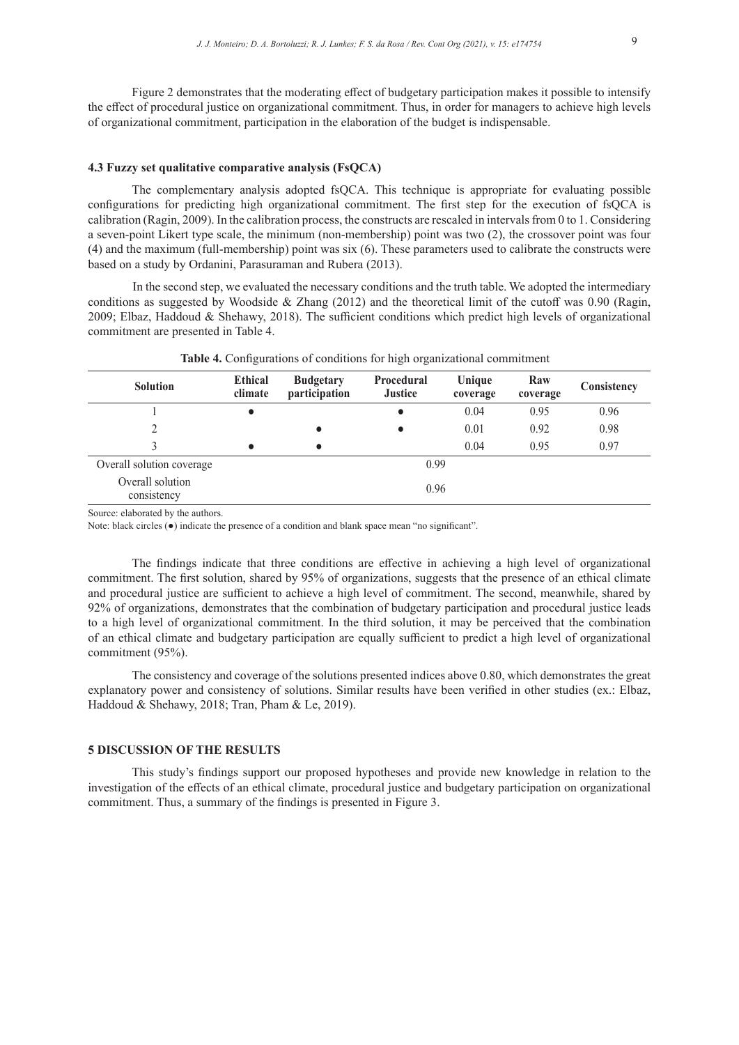Figure 2 demonstrates that the moderating effect of budgetary participation makes it possible to intensify the effect of procedural justice on organizational commitment. Thus, in order for managers to achieve high levels of organizational commitment, participation in the elaboration of the budget is indispensable.

### 4.3 Fuzzy set qualitative comparative analysis (FsQCA)

The complementary analysis adopted fsQCA. This technique is appropriate for evaluating possible configurations for predicting high organizational commitment. The first step for the execution of fsQCA is calibration (Ragin, 2009). In the calibration process, the constructs are rescaled in intervals from 0 to 1. Considering a seven-point Likert type scale, the minimum (non-membership) point was two (2), the crossover point was four (4) and the maximum (full-membership) point was six (6). These parameters used to calibrate the constructs were based on a study by Ordanini, Parasuraman and Rubera (2013).

In the second step, we evaluated the necessary conditions and the truth table. We adopted the intermediary conditions as suggested by Woodside & Zhang (2012) and the theoretical limit of the cutoff was 0.90 (Ragin, 2009; Elbaz, Haddoud & Shehawy, 2018). The sufficient conditions which predict high levels of organizational commitment are presented in Table 4.

**Table 4.** Configurations of conditions for high organizational commitment

| Solution | Ethical climate | Budgetary participation | Procedural Justice | Unique coverage | Raw coverage | Consistency |
|---|---|---|---|---|---|---|
| 1 | ● | | ● | 0.04 | 0.95 | 0.96 |
| 2 | | ● | ● | 0.01 | 0.92 | 0.98 |
| 3 | ● | ● | | 0.04 | 0.95 | 0.97 |
| Overall solution coverage | | | | 0.99 | | |
| Overall solution consistency | | | | 0.96 | | |

Source: elaborated by the authors.

Note: black circles (●) indicate the presence of a condition and blank space mean "no significant".

The findings indicate that three conditions are effective in achieving a high level of organizational commitment. The first solution, shared by 95% of organizations, suggests that the presence of an ethical climate and procedural justice are sufficient to achieve a high level of commitment. The second, meanwhile, shared by 92% of organizations, demonstrates that the combination of budgetary participation and procedural justice leads to a high level of organizational commitment. In the third solution, it may be perceived that the combination of an ethical climate and budgetary participation are equally sufficient to predict a high level of organizational commitment (95%).

The consistency and coverage of the solutions presented indices above 0.80, which demonstrates the great explanatory power and consistency of solutions. Similar results have been verified in other studies (ex.: Elbaz, Haddoud & Shehawy, 2018; Tran, Pham & Le, 2019).

## 5 DISCUSSION OF THE RESULTS

This study's findings support our proposed hypotheses and provide new knowledge in relation to the investigation of the effects of an ethical climate, procedural justice and budgetary participation on organizational commitment. Thus, a summary of the findings is presented in Figure 3.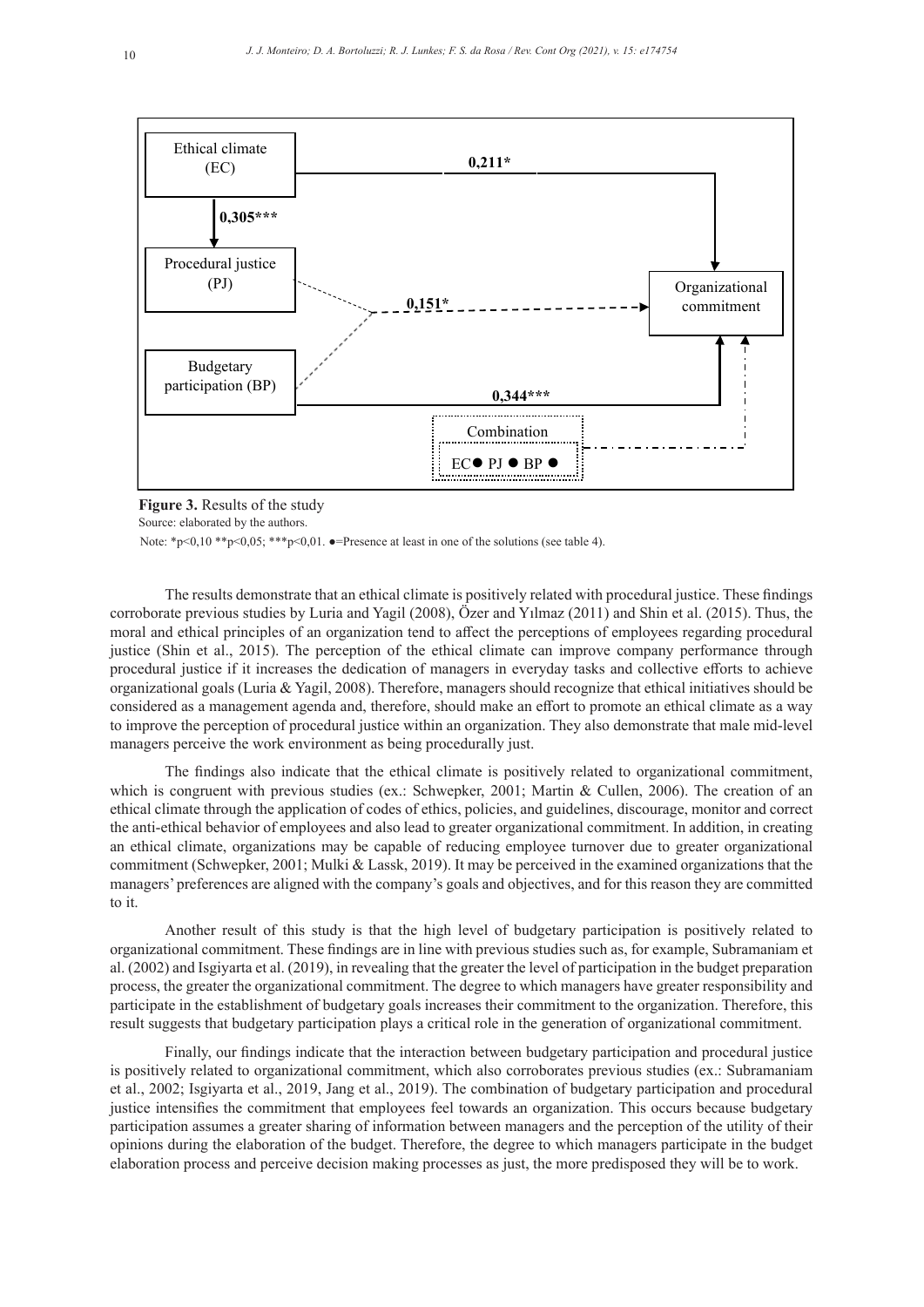Ethical climate (EC)

0,211*

0,305***

Procedural justice (PJ)

0,151*

Organizational commitment

Budgetary participation (BP)

0,344***

Combination

EC● PJ ● BP ●

**Figure 3.** Results of the study

Source: elaborated by the authors.

Note: *p<0,10 **p<0,05; ***p<0,01. ●=Presence at least in one of the solutions (see table 4).

The results demonstrate that an ethical climate is positively related with procedural justice. These findings corroborate previous studies by Luria and Yagil (2008), Özer and Yılmaz (2011) and Shin et al. (2015). Thus, the moral and ethical principles of an organization tend to affect the perceptions of employees regarding procedural justice (Shin et al., 2015). The perception of the ethical climate can improve company performance through procedural justice if it increases the dedication of managers in everyday tasks and collective efforts to achieve organizational goals (Luria & Yagil, 2008). Therefore, managers should recognize that ethical initiatives should be considered as a management agenda and, therefore, should make an effort to promote an ethical climate as a way to improve the perception of procedural justice within an organization. They also demonstrate that male mid-level managers perceive the work environment as being procedurally just.

The findings also indicate that the ethical climate is positively related to organizational commitment, which is congruent with previous studies (ex.: Schwepker, 2001; Martin & Cullen, 2006). The creation of an ethical climate through the application of codes of ethics, policies, and guidelines, discourage, monitor and correct the anti-ethical behavior of employees and also lead to greater organizational commitment. In addition, in creating an ethical climate, organizations may be capable of reducing employee turnover due to greater organizational commitment (Schwepker, 2001; Mulki & Lassk, 2019). It may be perceived in the examined organizations that the managers' preferences are aligned with the company's goals and objectives, and for this reason they are committed to it.

Another result of this study is that the high level of budgetary participation is positively related to organizational commitment. These findings are in line with previous studies such as, for example, Subramaniam et al. (2002) and Isgiyarta et al. (2019), in revealing that the greater the level of participation in the budget preparation process, the greater the organizational commitment. The degree to which managers have greater responsibility and participate in the establishment of budgetary goals increases their commitment to the organization. Therefore, this result suggests that budgetary participation plays a critical role in the generation of organizational commitment.

Finally, our findings indicate that the interaction between budgetary participation and procedural justice is positively related to organizational commitment, which also corroborates previous studies (ex.: Subramaniam et al., 2002; Isgiyarta et al., 2019, Jang et al., 2019). The combination of budgetary participation and procedural justice intensifies the commitment that employees feel towards an organization. This occurs because budgetary participation assumes a greater sharing of information between managers and the perception of the utility of their opinions during the elaboration of the budget. Therefore, the degree to which managers participate in the budget elaboration process and perceive decision making processes as just, the more predisposed they will be to work.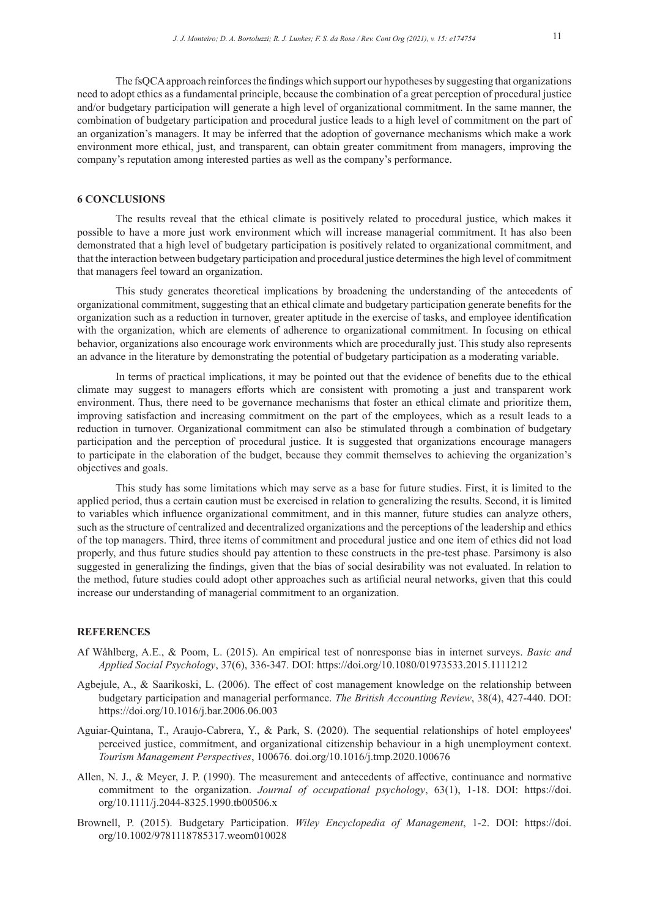The fsQCA approach reinforces the findings which support our hypotheses by suggesting that organizations need to adopt ethics as a fundamental principle, because the combination of a great perception of procedural justice and/or budgetary participation will generate a high level of organizational commitment. In the same manner, the combination of budgetary participation and procedural justice leads to a high level of commitment on the part of an organization's managers. It may be inferred that the adoption of governance mechanisms which make a work environment more ethical, just, and transparent, can obtain greater commitment from managers, improving the company's reputation among interested parties as well as the company's performance.

## 6 CONCLUSIONS

The results reveal that the ethical climate is positively related to procedural justice, which makes it possible to have a more just work environment which will increase managerial commitment. It has also been demonstrated that a high level of budgetary participation is positively related to organizational commitment, and that the interaction between budgetary participation and procedural justice determines the high level of commitment that managers feel toward an organization.

This study generates theoretical implications by broadening the understanding of the antecedents of organizational commitment, suggesting that an ethical climate and budgetary participation generate benefits for the organization such as a reduction in turnover, greater aptitude in the exercise of tasks, and employee identification with the organization, which are elements of adherence to organizational commitment. In focusing on ethical behavior, organizations also encourage work environments which are procedurally just. This study also represents an advance in the literature by demonstrating the potential of budgetary participation as a moderating variable.

In terms of practical implications, it may be pointed out that the evidence of benefits due to the ethical climate may suggest to managers efforts which are consistent with promoting a just and transparent work environment. Thus, there need to be governance mechanisms that foster an ethical climate and prioritize them, improving satisfaction and increasing commitment on the part of the employees, which as a result leads to a reduction in turnover. Organizational commitment can also be stimulated through a combination of budgetary participation and the perception of procedural justice. It is suggested that organizations encourage managers to participate in the elaboration of the budget, because they commit themselves to achieving the organization's objectives and goals.

This study has some limitations which may serve as a base for future studies. First, it is limited to the applied period, thus a certain caution must be exercised in relation to generalizing the results. Second, it is limited to variables which influence organizational commitment, and in this manner, future studies can analyze others, such as the structure of centralized and decentralized organizations and the perceptions of the leadership and ethics of the top managers. Third, three items of commitment and procedural justice and one item of ethics did not load properly, and thus future studies should pay attention to these constructs in the pre-test phase. Parsimony is also suggested in generalizing the findings, given that the bias of social desirability was not evaluated. In relation to the method, future studies could adopt other approaches such as artificial neural networks, given that this could increase our understanding of managerial commitment to an organization.

## REFERENCES

Af Wåhlberg, A.E., & Poom, L. (2015). An empirical test of nonresponse bias in internet surveys. *Basic and Applied Social Psychology*, 37(6), 336-347. DOI: https://doi.org/10.1080/01973533.2015.1111212

Agbejule, A., & Saarikoski, L. (2006). The effect of cost management knowledge on the relationship between budgetary participation and managerial performance. *The British Accounting Review*, 38(4), 427-440. DOI: https://doi.org/10.1016/j.bar.2006.06.003

Aguiar-Quintana, T., Araujo-Cabrera, Y., & Park, S. (2020). The sequential relationships of hotel employees' perceived justice, commitment, and organizational citizenship behaviour in a high unemployment context. *Tourism Management Perspectives*, 100676. doi.org/10.1016/j.tmp.2020.100676

Allen, N. J., & Meyer, J. P. (1990). The measurement and antecedents of affective, continuance and normative commitment to the organization. *Journal of occupational psychology*, 63(1), 1-18. DOI: https://doi.org/10.1111/j.2044-8325.1990.tb00506.x

Brownell, P. (2015). Budgetary Participation. *Wiley Encyclopedia of Management*, 1-2. DOI: https://doi.org/10.1002/9781118785317.weom010028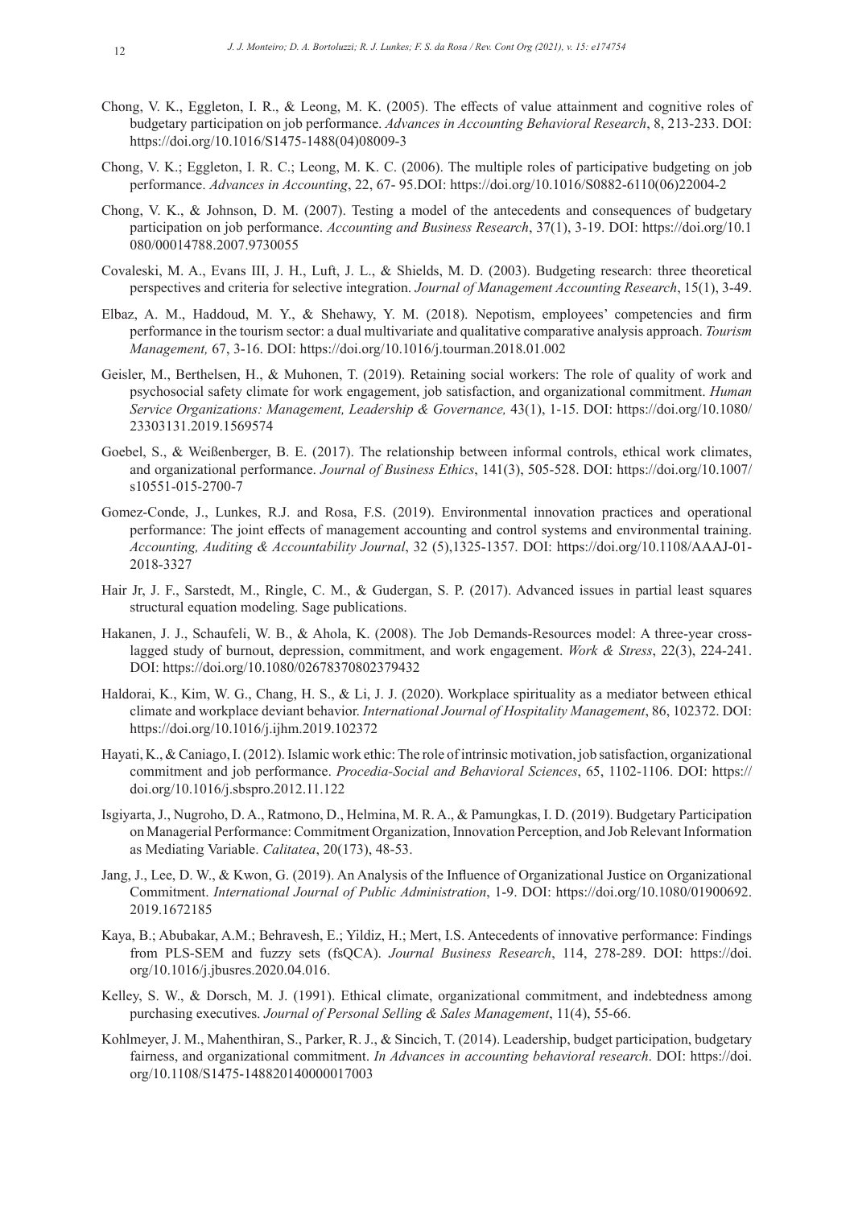Chong, V. K., Eggleton, I. R., & Leong, M. K. (2005). The effects of value attainment and cognitive roles of budgetary participation on job performance. *Advances in Accounting Behavioral Research*, 8, 213-233. DOI: https://doi.org/10.1016/S1475-1488(04)08009-3

Chong, V. K.; Eggleton, I. R. C.; Leong, M. K. C. (2006). The multiple roles of participative budgeting on job performance. *Advances in Accounting*, 22, 67- 95.DOI: https://doi.org/10.1016/S0882-6110(06)22004-2

Chong, V. K., & Johnson, D. M. (2007). Testing a model of the antecedents and consequences of budgetary participation on job performance. *Accounting and Business Research*, 37(1), 3-19. DOI: https://doi.org/10.1080/00014788.2007.9730055

Covaleski, M. A., Evans III, J. H., Luft, J. L., & Shields, M. D. (2003). Budgeting research: three theoretical perspectives and criteria for selective integration. *Journal of Management Accounting Research*, 15(1), 3-49.

Elbaz, A. M., Haddoud, M. Y., & Shehawy, Y. M. (2018). Nepotism, employees' competencies and firm performance in the tourism sector: a dual multivariate and qualitative comparative analysis approach. *Tourism Management,* 67, 3-16. DOI: https://doi.org/10.1016/j.tourman.2018.01.002

Geisler, M., Berthelsen, H., & Muhonen, T. (2019). Retaining social workers: The role of quality of work and psychosocial safety climate for work engagement, job satisfaction, and organizational commitment. *Human Service Organizations: Management, Leadership & Governance,* 43(1), 1-15. DOI: https://doi.org/10.1080/23303131.2019.1569574

Goebel, S., & Weißenberger, B. E. (2017). The relationship between informal controls, ethical work climates, and organizational performance. *Journal of Business Ethics*, 141(3), 505-528. DOI: https://doi.org/10.1007/s10551-015-2700-7

Gomez-Conde, J., Lunkes, R.J. and Rosa, F.S. (2019). Environmental innovation practices and operational performance: The joint effects of management accounting and control systems and environmental training. *Accounting, Auditing & Accountability Journal*, 32 (5),1325-1357. DOI: https://doi.org/10.1108/AAAJ-01-2018-3327

Hair Jr, J. F., Sarstedt, M., Ringle, C. M., & Gudergan, S. P. (2017). Advanced issues in partial least squares structural equation modeling. Sage publications.

Hakanen, J. J., Schaufeli, W. B., & Ahola, K. (2008). The Job Demands-Resources model: A three-year cross-lagged study of burnout, depression, commitment, and work engagement. *Work & Stress*, 22(3), 224-241. DOI: https://doi.org/10.1080/02678370802379432

Haldorai, K., Kim, W. G., Chang, H. S., & Li, J. J. (2020). Workplace spirituality as a mediator between ethical climate and workplace deviant behavior. *International Journal of Hospitality Management*, 86, 102372. DOI: https://doi.org/10.1016/j.ijhm.2019.102372

Hayati, K., & Caniago, I. (2012). Islamic work ethic: The role of intrinsic motivation, job satisfaction, organizational commitment and job performance. *Procedia-Social and Behavioral Sciences*, 65, 1102-1106. DOI: https://doi.org/10.1016/j.sbspro.2012.11.122

Isgiyarta, J., Nugroho, D. A., Ratmono, D., Helmina, M. R. A., & Pamungkas, I. D. (2019). Budgetary Participation on Managerial Performance: Commitment Organization, Innovation Perception, and Job Relevant Information as Mediating Variable. *Calitatea*, 20(173), 48-53.

Jang, J., Lee, D. W., & Kwon, G. (2019). An Analysis of the Influence of Organizational Justice on Organizational Commitment. *International Journal of Public Administration*, 1-9. DOI: https://doi.org/10.1080/01900692.2019.1672185

Kaya, B.; Abubakar, A.M.; Behravesh, E.; Yildiz, H.; Mert, I.S. Antecedents of innovative performance: Findings from PLS-SEM and fuzzy sets (fsQCA). *Journal Business Research*, 114, 278-289. DOI: https://doi.org/10.1016/j.jbusres.2020.04.016.

Kelley, S. W., & Dorsch, M. J. (1991). Ethical climate, organizational commitment, and indebtedness among purchasing executives. *Journal of Personal Selling & Sales Management*, 11(4), 55-66.

Kohlmeyer, J. M., Mahenthiran, S., Parker, R. J., & Sincich, T. (2014). Leadership, budget participation, budgetary fairness, and organizational commitment. *In Advances in accounting behavioral research*. DOI: https://doi.org/10.1108/S1475-148820140000017003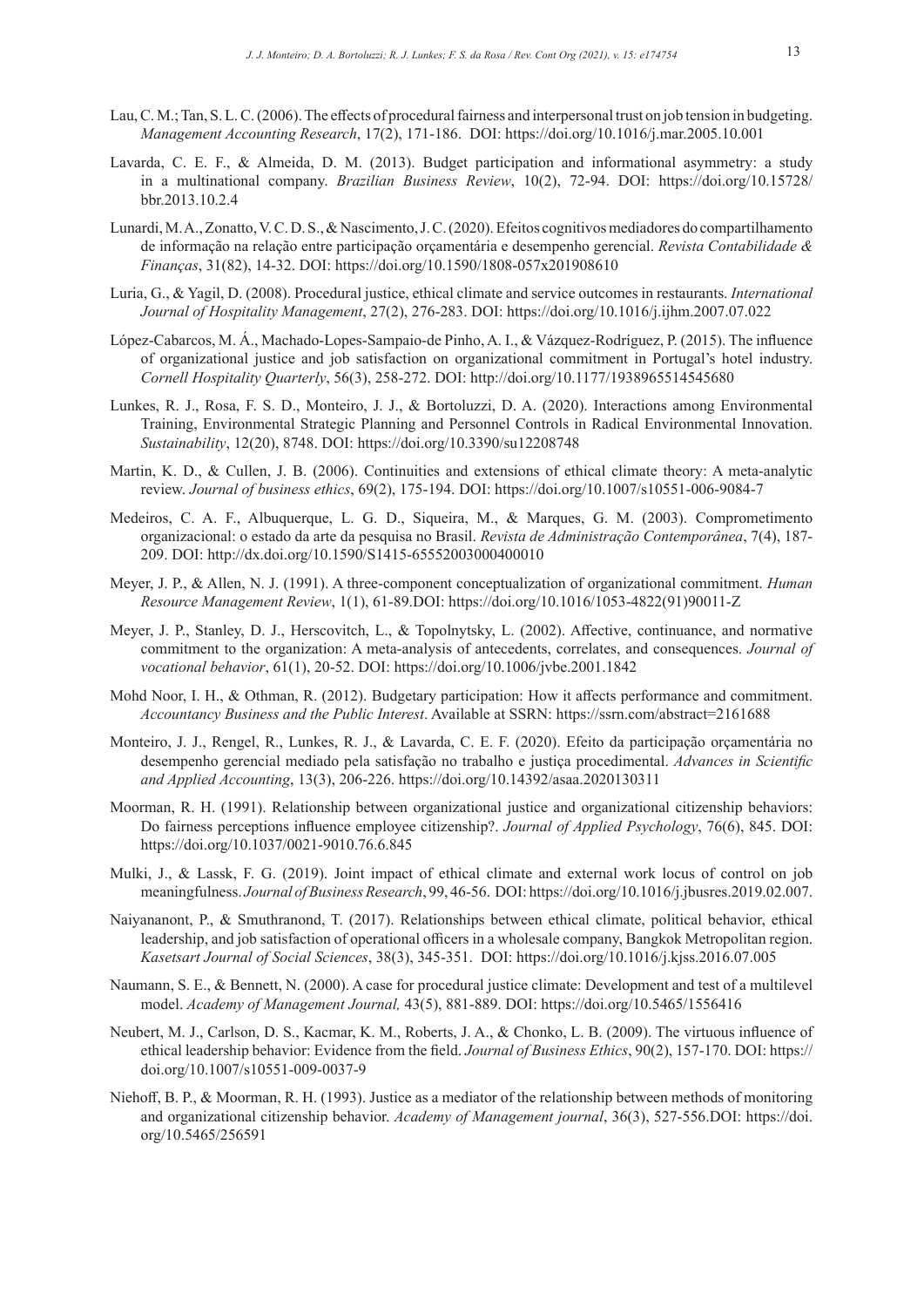Lau, C. M.; Tan, S. L. C. (2006). The effects of procedural fairness and interpersonal trust on job tension in budgeting. *Management Accounting Research*, 17(2), 171-186. DOI: https://doi.org/10.1016/j.mar.2005.10.001

Lavarda, C. E. F., & Almeida, D. M. (2013). Budget participation and informational asymmetry: a study in a multinational company. *Brazilian Business Review*, 10(2), 72-94. DOI: https://doi.org/10.15728/bbr.2013.10.2.4

Lunardi, M. A., Zonatto, V. C. D. S., & Nascimento, J. C. (2020). Efeitos cognitivos mediadores do compartilhamento de informação na relação entre participação orçamentária e desempenho gerencial. *Revista Contabilidade & Finanças*, 31(82), 14-32. DOI: https://doi.org/10.1590/1808-057x201908610

Luria, G., & Yagil, D. (2008). Procedural justice, ethical climate and service outcomes in restaurants. *International Journal of Hospitality Management*, 27(2), 276-283. DOI: https://doi.org/10.1016/j.ijhm.2007.07.022

López-Cabarcos, M. Á., Machado-Lopes-Sampaio-de Pinho, A. I., & Vázquez-Rodríguez, P. (2015). The influence of organizational justice and job satisfaction on organizational commitment in Portugal's hotel industry. *Cornell Hospitality Quarterly*, 56(3), 258-272. DOI: http://doi.org/10.1177/1938965514545680

Lunkes, R. J., Rosa, F. S. D., Monteiro, J. J., & Bortoluzzi, D. A. (2020). Interactions among Environmental Training, Environmental Strategic Planning and Personnel Controls in Radical Environmental Innovation. *Sustainability*, 12(20), 8748. DOI: https://doi.org/10.3390/su12208748

Martin, K. D., & Cullen, J. B. (2006). Continuities and extensions of ethical climate theory: A meta-analytic review. *Journal of business ethics*, 69(2), 175-194. DOI: https://doi.org/10.1007/s10551-006-9084-7

Medeiros, C. A. F., Albuquerque, L. G. D., Siqueira, M., & Marques, G. M. (2003). Comprometimento organizacional: o estado da arte da pesquisa no Brasil. *Revista de Administração Contemporânea*, 7(4), 187-209. DOI: http://dx.doi.org/10.1590/S1415-65552003000400010

Meyer, J. P., & Allen, N. J. (1991). A three-component conceptualization of organizational commitment. *Human Resource Management Review*, 1(1), 61-89.DOI: https://doi.org/10.1016/1053-4822(91)90011-Z

Meyer, J. P., Stanley, D. J., Herscovitch, L., & Topolnytsky, L. (2002). Affective, continuance, and normative commitment to the organization: A meta-analysis of antecedents, correlates, and consequences. *Journal of vocational behavior*, 61(1), 20-52. DOI: https://doi.org/10.1006/jvbe.2001.1842

Mohd Noor, I. H., & Othman, R. (2012). Budgetary participation: How it affects performance and commitment. *Accountancy Business and the Public Interest*. Available at SSRN: https://ssrn.com/abstract=2161688

Monteiro, J. J., Rengel, R., Lunkes, R. J., & Lavarda, C. E. F. (2020). Efeito da participação orçamentária no desempenho gerencial mediado pela satisfação no trabalho e justiça procedimental. *Advances in Scientific and Applied Accounting*, 13(3), 206-226. https://doi.org/10.14392/asaa.2020130311

Moorman, R. H. (1991). Relationship between organizational justice and organizational citizenship behaviors: Do fairness perceptions influence employee citizenship?. *Journal of Applied Psychology*, 76(6), 845. DOI: https://doi.org/10.1037/0021-9010.76.6.845

Mulki, J., & Lassk, F. G. (2019). Joint impact of ethical climate and external work locus of control on job meaningfulness. *Journal of Business Research*, 99, 46-56. DOI: https://doi.org/10.1016/j.jbusres.2019.02.007.

Naiyananont, P., & Smuthranond, T. (2017). Relationships between ethical climate, political behavior, ethical leadership, and job satisfaction of operational officers in a wholesale company, Bangkok Metropolitan region. *Kasetsart Journal of Social Sciences*, 38(3), 345-351. DOI: https://doi.org/10.1016/j.kjss.2016.07.005

Naumann, S. E., & Bennett, N. (2000). A case for procedural justice climate: Development and test of a multilevel model. *Academy of Management Journal,* 43(5), 881-889. DOI: https://doi.org/10.5465/1556416

Neubert, M. J., Carlson, D. S., Kacmar, K. M., Roberts, J. A., & Chonko, L. B. (2009). The virtuous influence of ethical leadership behavior: Evidence from the field. *Journal of Business Ethics*, 90(2), 157-170. DOI: https://doi.org/10.1007/s10551-009-0037-9

Niehoff, B. P., & Moorman, R. H. (1993). Justice as a mediator of the relationship between methods of monitoring and organizational citizenship behavior. *Academy of Management journal*, 36(3), 527-556.DOI: https://doi.org/10.5465/256591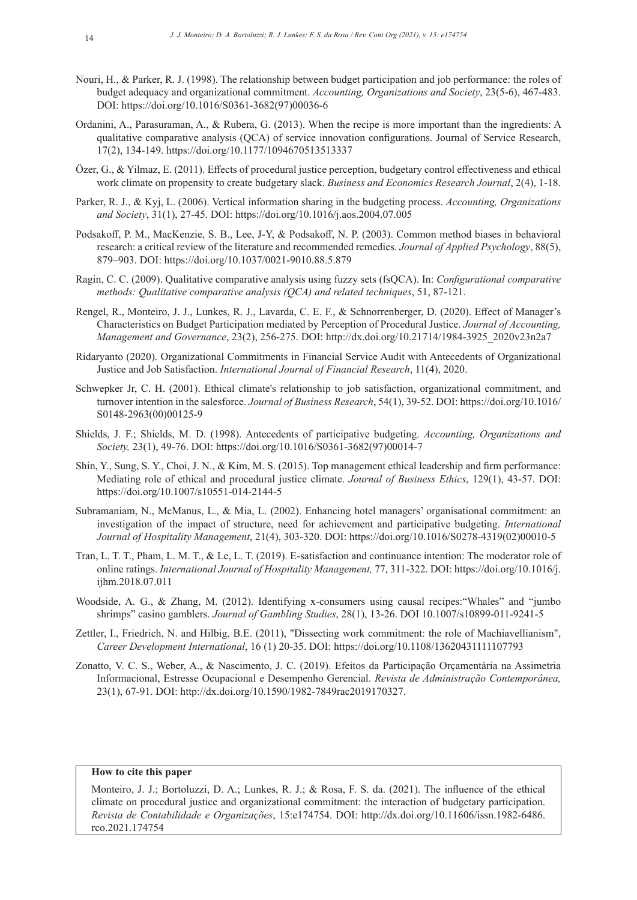Nouri, H., & Parker, R. J. (1998). The relationship between budget participation and job performance: the roles of budget adequacy and organizational commitment. *Accounting, Organizations and Society*, 23(5-6), 467-483. DOI: https://doi.org/10.1016/S0361-3682(97)00036-6

Ordanini, A., Parasuraman, A., & Rubera, G. (2013). When the recipe is more important than the ingredients: A qualitative comparative analysis (QCA) of service innovation configurations. Journal of Service Research, 17(2), 134-149. https://doi.org/10.1177/1094670513513337

Özer, G., & Yilmaz, E. (2011). Effects of procedural justice perception, budgetary control effectiveness and ethical work climate on propensity to create budgetary slack. *Business and Economics Research Journal*, 2(4), 1-18.

Parker, R. J., & Kyj, L. (2006). Vertical information sharing in the budgeting process. *Accounting, Organizations and Society*, 31(1), 27-45. DOI: https://doi.org/10.1016/j.aos.2004.07.005

Podsakoff, P. M., MacKenzie, S. B., Lee, J-Y, & Podsakoff, N. P. (2003). Common method biases in behavioral research: a critical review of the literature and recommended remedies. *Journal of Applied Psychology*, 88(5), 879–903. DOI: https://doi.org/10.1037/0021-9010.88.5.879

Ragin, C. C. (2009). Qualitative comparative analysis using fuzzy sets (fsQCA). In: *Configurational comparative methods: Qualitative comparative analysis (QCA) and related techniques*, 51, 87-121.

Rengel, R., Monteiro, J. J., Lunkes, R. J., Lavarda, C. E. F., & Schnorrenberger, D. (2020). Effect of Manager's Characteristics on Budget Participation mediated by Perception of Procedural Justice. *Journal of Accounting, Management and Governance*, 23(2), 256-275. DOI: http://dx.doi.org/10.21714/1984-3925_2020v23n2a7

Ridaryanto (2020). Organizational Commitments in Financial Service Audit with Antecedents of Organizational Justice and Job Satisfaction. *International Journal of Financial Research*, 11(4), 2020.

Schwepker Jr, C. H. (2001). Ethical climate's relationship to job satisfaction, organizational commitment, and turnover intention in the salesforce. *Journal of Business Research*, 54(1), 39-52. DOI: https://doi.org/10.1016/S0148-2963(00)00125-9

Shields, J. F.; Shields, M. D. (1998). Antecedents of participative budgeting. *Accounting, Organizations and Society,* 23(1), 49-76. DOI: https://doi.org/10.1016/S0361-3682(97)00014-7

Shin, Y., Sung, S. Y., Choi, J. N., & Kim, M. S. (2015). Top management ethical leadership and firm performance: Mediating role of ethical and procedural justice climate. *Journal of Business Ethics*, 129(1), 43-57. DOI: https://doi.org/10.1007/s10551-014-2144-5

Subramaniam, N., McManus, L., & Mia, L. (2002). Enhancing hotel managers' organisational commitment: an investigation of the impact of structure, need for achievement and participative budgeting. *International Journal of Hospitality Management*, 21(4), 303-320. DOI: https://doi.org/10.1016/S0278-4319(02)00010-5

Tran, L. T. T., Pham, L. M. T., & Le, L. T. (2019). E-satisfaction and continuance intention: The moderator role of online ratings. *International Journal of Hospitality Management,* 77, 311-322. DOI: https://doi.org/10.1016/j.ijhm.2018.07.011

Woodside, A. G., & Zhang, M. (2012). Identifying x-consumers using causal recipes:"Whales" and "jumbo shrimps" casino gamblers. *Journal of Gambling Studies*, 28(1), 13-26. DOI 10.1007/s10899-011-9241-5

Zettler, I., Friedrich, N. and Hilbig, B.E. (2011), "Dissecting work commitment: the role of Machiavellianism", *Career Development International*, 16 (1) 20-35. DOI: https://doi.org/10.1108/13620431111107793

Zonatto, V. C. S., Weber, A., & Nascimento, J. C. (2019). Efeitos da Participação Orçamentária na Assimetria Informacional, Estresse Ocupacional e Desempenho Gerencial. *Revista de Administração Contemporânea,* 23(1), 67-91. DOI: http://dx.doi.org/10.1590/1982-7849rac2019170327.

**How to cite this paper**

Monteiro, J. J.; Bortoluzzi, D. A.; Lunkes, R. J.; & Rosa, F. S. da. (2021). The influence of the ethical climate on procedural justice and organizational commitment: the interaction of budgetary participation. *Revista de Contabilidade e Organizações*, 15:e174754. DOI: http://dx.doi.org/10.11606/issn.1982-6486.rco.2021.174754